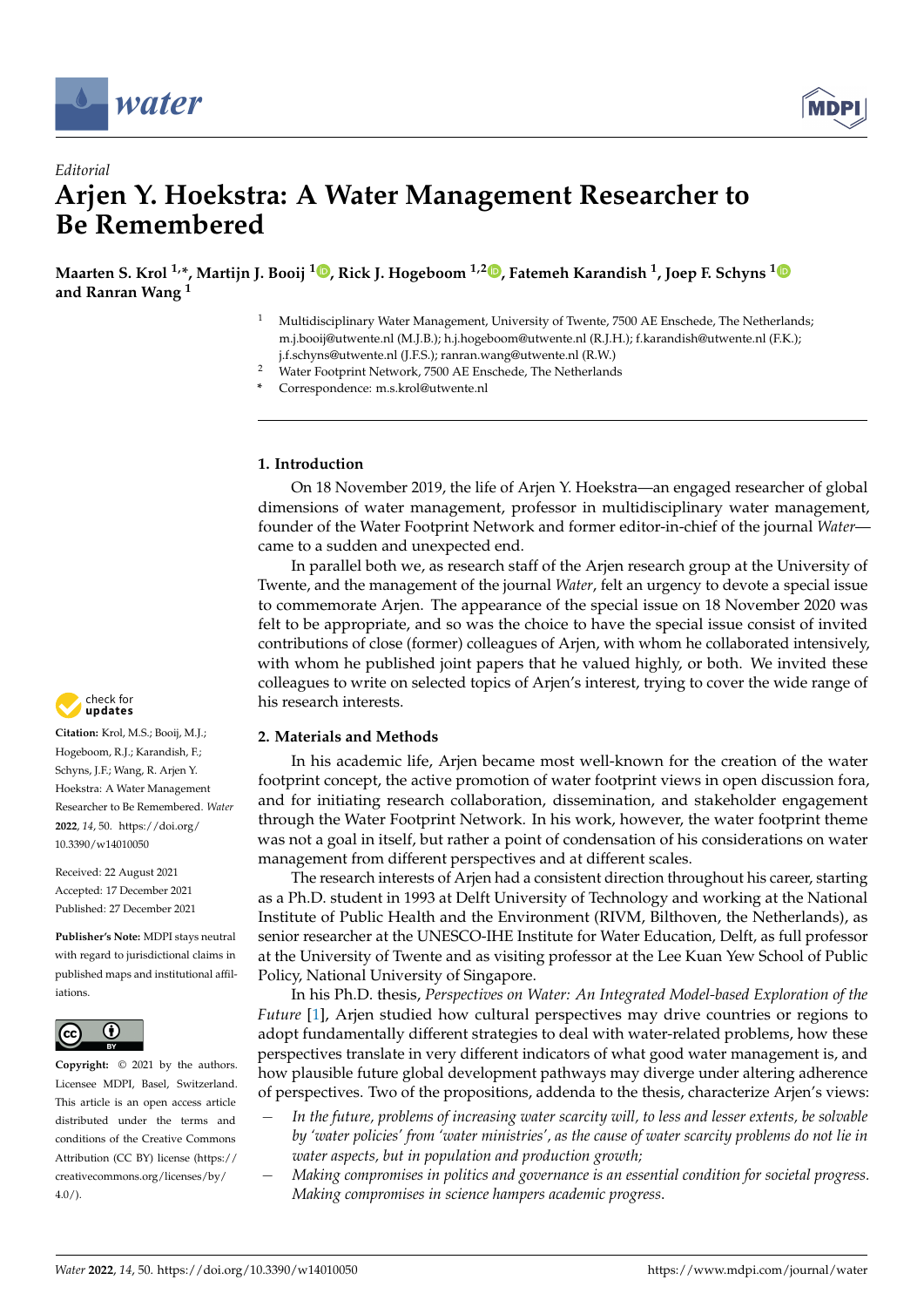*Editorial*

# Arjen Y. Hoekstra: A Water Management Researcher to Be Remembered

**Maarten S. Krol [1,*], Martijn J. Booij [1], Rick J. Hogeboom [1,2], Fatemeh Karandish [1], Joep F. Schyns [1] and Ranran Wang [1]**

[1] Multidisciplinary Water Management, University of Twente, 7500 AE Enschede, The Netherlands; m.j.booij@utwente.nl (M.J.B.); h.j.hogeboom@utwente.nl (R.J.H.); f.karandish@utwente.nl (F.K.); j.f.schyns@utwente.nl (J.F.S.); ranran.wang@utwente.nl (R.W.)

[2] Water Footprint Network, 7500 AE Enschede, The Netherlands

[*] Correspondence: m.s.krol@utwente.nl

**Citation:** Krol, M.S.; Booij, M.J.; Hogeboom, R.J.; Karandish, F.; Schyns, J.F.; Wang, R. Arjen Y. Hoekstra: A Water Management Researcher to Be Remembered. *Water* **2022**, *14*, 50. https://doi.org/10.3390/w14010050

Received: 22 August 2021
Accepted: 17 December 2021
Published: 27 December 2021

**Publisher's Note:** MDPI stays neutral with regard to jurisdictional claims in published maps and institutional affiliations.

**Copyright:** © 2021 by the authors. Licensee MDPI, Basel, Switzerland. This article is an open access article distributed under the terms and conditions of the Creative Commons Attribution (CC BY) license (https://creativecommons.org/licenses/by/4.0/).

## 1. Introduction

On 18 November 2019, the life of Arjen Y. Hoekstra—an engaged researcher of global dimensions of water management, professor in multidisciplinary water management, founder of the Water Footprint Network and former editor-in-chief of the journal *Water*—came to a sudden and unexpected end.

In parallel both we, as research staff of the Arjen research group at the University of Twente, and the management of the journal *Water*, felt an urgency to devote a special issue to commemorate Arjen. The appearance of the special issue on 18 November 2020 was felt to be appropriate, and so was the choice to have the special issue consist of invited contributions of close (former) colleagues of Arjen, with whom he collaborated intensively, with whom he published joint papers that he valued highly, or both. We invited these colleagues to write on selected topics of Arjen's interest, trying to cover the wide range of his research interests.

## 2. Materials and Methods

In his academic life, Arjen became most well-known for the creation of the water footprint concept, the active promotion of water footprint views in open discussion fora, and for initiating research collaboration, dissemination, and stakeholder engagement through the Water Footprint Network. In his work, however, the water footprint theme was not a goal in itself, but rather a point of condensation of his considerations on water management from different perspectives and at different scales.

The research interests of Arjen had a consistent direction throughout his career, starting as a Ph.D. student in 1993 at Delft University of Technology and working at the National Institute of Public Health and the Environment (RIVM, Bilthoven, the Netherlands), as senior researcher at the UNESCO-IHE Institute for Water Education, Delft, as full professor at the University of Twente and as visiting professor at the Lee Kuan Yew School of Public Policy, National University of Singapore.

In his Ph.D. thesis, *Perspectives on Water: An Integrated Model-based Exploration of the Future* [1], Arjen studied how cultural perspectives may drive countries or regions to adopt fundamentally different strategies to deal with water-related problems, how these perspectives translate in very different indicators of what good water management is, and how plausible future global development pathways may diverge under altering adherence of perspectives. Two of the propositions, addenda to the thesis, characterize Arjen's views:

- *In the future, problems of increasing water scarcity will, to less and lesser extents, be solvable by 'water policies' from 'water ministries', as the cause of water scarcity problems do not lie in water aspects, but in population and production growth;*
- *Making compromises in politics and governance is an essential condition for societal progress. Making compromises in science hampers academic progress.*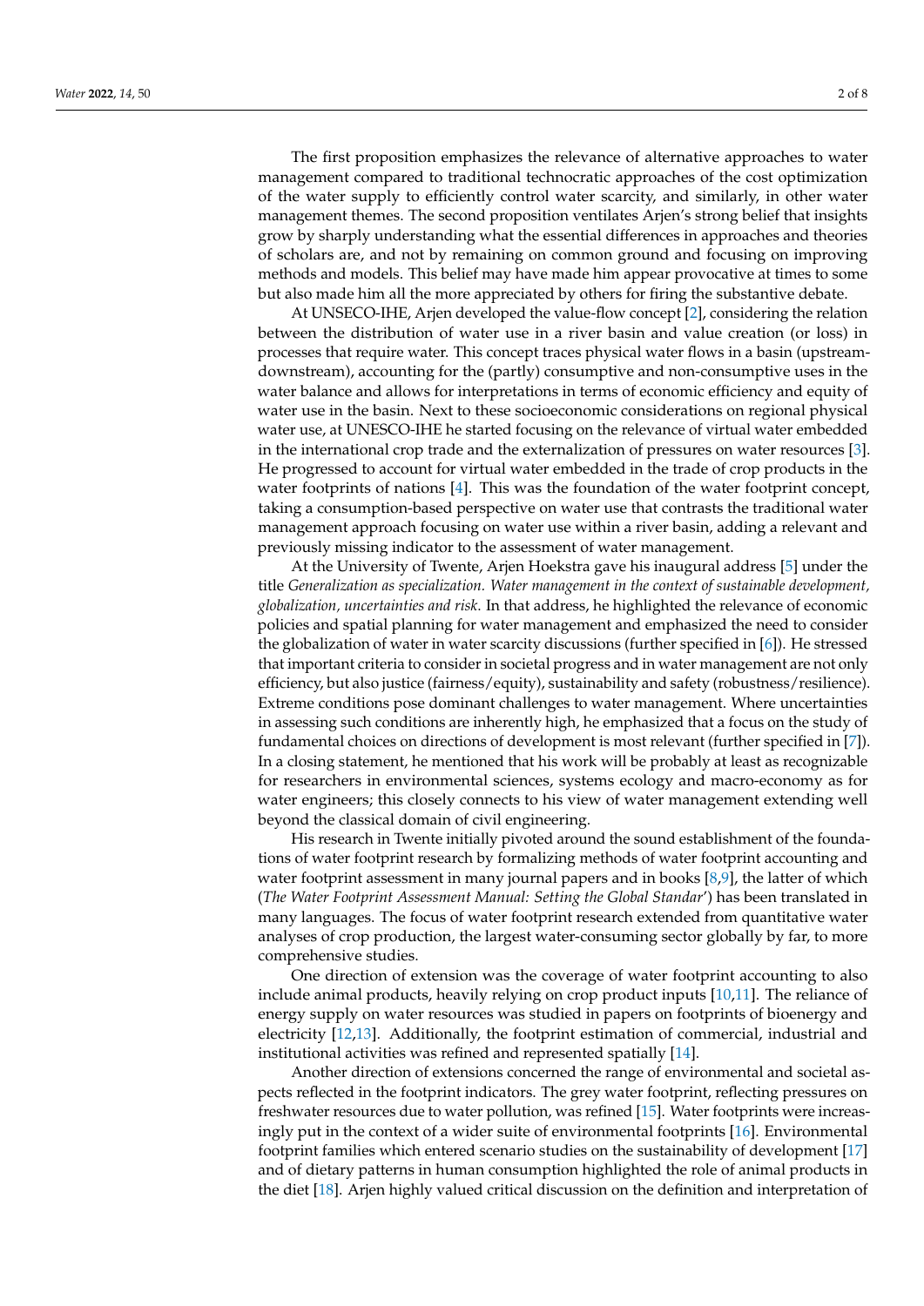The first proposition emphasizes the relevance of alternative approaches to water management compared to traditional technocratic approaches of the cost optimization of the water supply to efficiently control water scarcity, and similarly, in other water management themes. The second proposition ventilates Arjen's strong belief that insights grow by sharply understanding what the essential differences in approaches and theories of scholars are, and not by remaining on common ground and focusing on improving methods and models. This belief may have made him appear provocative at times to some but also made him all the more appreciated by others for firing the substantive debate.

At UNSECO-IHE, Arjen developed the value-flow concept [2], considering the relation between the distribution of water use in a river basin and value creation (or loss) in processes that require water. This concept traces physical water flows in a basin (upstream-downstream), accounting for the (partly) consumptive and non-consumptive uses in the water balance and allows for interpretations in terms of economic efficiency and equity of water use in the basin. Next to these socioeconomic considerations on regional physical water use, at UNESCO-IHE he started focusing on the relevance of virtual water embedded in the international crop trade and the externalization of pressures on water resources [3]. He progressed to account for virtual water embedded in the trade of crop products in the water footprints of nations [4]. This was the foundation of the water footprint concept, taking a consumption-based perspective on water use that contrasts the traditional water management approach focusing on water use within a river basin, adding a relevant and previously missing indicator to the assessment of water management.

At the University of Twente, Arjen Hoekstra gave his inaugural address [5] under the title *Generalization as specialization. Water management in the context of sustainable development, globalization, uncertainties and risk*. In that address, he highlighted the relevance of economic policies and spatial planning for water management and emphasized the need to consider the globalization of water in water scarcity discussions (further specified in [6]). He stressed that important criteria to consider in societal progress and in water management are not only efficiency, but also justice (fairness/equity), sustainability and safety (robustness/resilience). Extreme conditions pose dominant challenges to water management. Where uncertainties in assessing such conditions are inherently high, he emphasized that a focus on the study of fundamental choices on directions of development is most relevant (further specified in [7]). In a closing statement, he mentioned that his work will be probably at least as recognizable for researchers in environmental sciences, systems ecology and macro-economy as for water engineers; this closely connects to his view of water management extending well beyond the classical domain of civil engineering.

His research in Twente initially pivoted around the sound establishment of the foundations of water footprint research by formalizing methods of water footprint accounting and water footprint assessment in many journal papers and in books [8,9], the latter of which (*The Water Footprint Assessment Manual: Setting the Global Standar*') has been translated in many languages. The focus of water footprint research extended from quantitative water analyses of crop production, the largest water-consuming sector globally by far, to more comprehensive studies.

One direction of extension was the coverage of water footprint accounting to also include animal products, heavily relying on crop product inputs [10,11]. The reliance of energy supply on water resources was studied in papers on footprints of bioenergy and electricity [12,13]. Additionally, the footprint estimation of commercial, industrial and institutional activities was refined and represented spatially [14].

Another direction of extensions concerned the range of environmental and societal aspects reflected in the footprint indicators. The grey water footprint, reflecting pressures on freshwater resources due to water pollution, was refined [15]. Water footprints were increasingly put in the context of a wider suite of environmental footprints [16]. Environmental footprint families which entered scenario studies on the sustainability of development [17] and of dietary patterns in human consumption highlighted the role of animal products in the diet [18]. Arjen highly valued critical discussion on the definition and interpretation of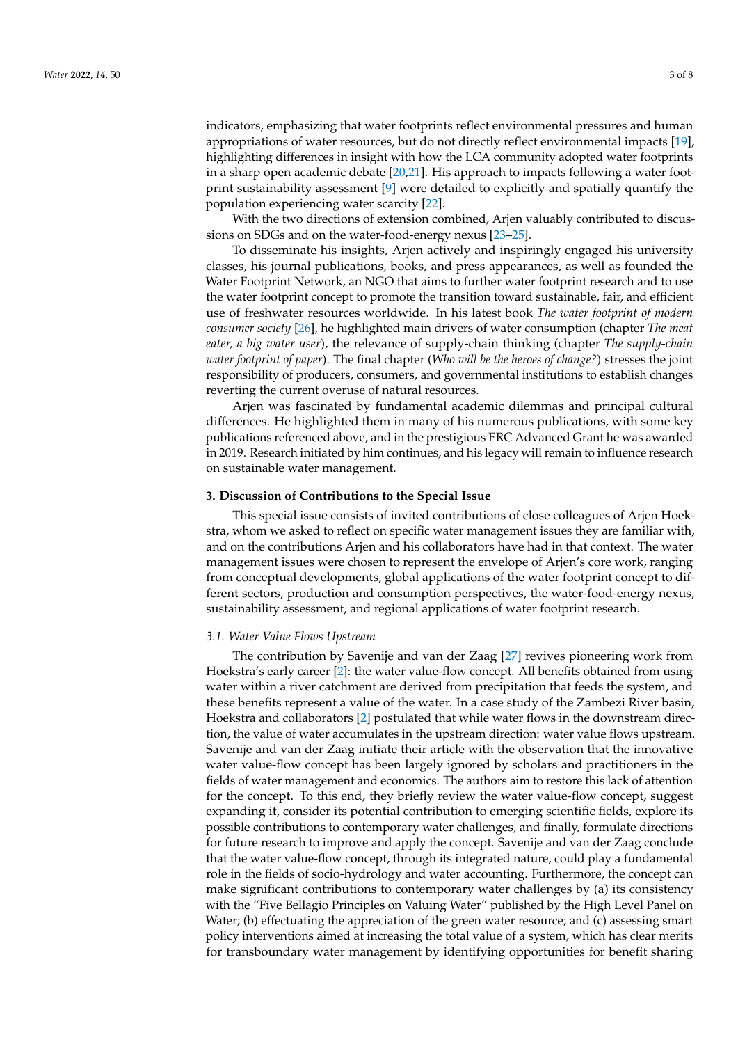indicators, emphasizing that water footprints reflect environmental pressures and human appropriations of water resources, but do not directly reflect environmental impacts [19], highlighting differences in insight with how the LCA community adopted water footprints in a sharp open academic debate [20,21]. His approach to impacts following a water footprint sustainability assessment [9] were detailed to explicitly and spatially quantify the population experiencing water scarcity [22].

With the two directions of extension combined, Arjen valuably contributed to discussions on SDGs and on the water-food-energy nexus [23–25].

To disseminate his insights, Arjen actively and inspiringly engaged his university classes, his journal publications, books, and press appearances, as well as founded the Water Footprint Network, an NGO that aims to further water footprint research and to use the water footprint concept to promote the transition toward sustainable, fair, and efficient use of freshwater resources worldwide. In his latest book *The water footprint of modern consumer society* [26], he highlighted main drivers of water consumption (chapter *The meat eater, a big water user*), the relevance of supply-chain thinking (chapter *The supply-chain water footprint of paper*). The final chapter (*Who will be the heroes of change?*) stresses the joint responsibility of producers, consumers, and governmental institutions to establish changes reverting the current overuse of natural resources.

Arjen was fascinated by fundamental academic dilemmas and principal cultural differences. He highlighted them in many of his numerous publications, with some key publications referenced above, and in the prestigious ERC Advanced Grant he was awarded in 2019. Research initiated by him continues, and his legacy will remain to influence research on sustainable water management.

## 3. Discussion of Contributions to the Special Issue

This special issue consists of invited contributions of close colleagues of Arjen Hoekstra, whom we asked to reflect on specific water management issues they are familiar with, and on the contributions Arjen and his collaborators have had in that context. The water management issues were chosen to represent the envelope of Arjen's core work, ranging from conceptual developments, global applications of the water footprint concept to different sectors, production and consumption perspectives, the water-food-energy nexus, sustainability assessment, and regional applications of water footprint research.

### *3.1. Water Value Flows Upstream*

The contribution by Savenije and van der Zaag [27] revives pioneering work from Hoekstra's early career [2]: the water value-flow concept. All benefits obtained from using water within a river catchment are derived from precipitation that feeds the system, and these benefits represent a value of the water. In a case study of the Zambezi River basin, Hoekstra and collaborators [2] postulated that while water flows in the downstream direction, the value of water accumulates in the upstream direction: water value flows upstream. Savenije and van der Zaag initiate their article with the observation that the innovative water value-flow concept has been largely ignored by scholars and practitioners in the fields of water management and economics. The authors aim to restore this lack of attention for the concept. To this end, they briefly review the water value-flow concept, suggest expanding it, consider its potential contribution to emerging scientific fields, explore its possible contributions to contemporary water challenges, and finally, formulate directions for future research to improve and apply the concept. Savenije and van der Zaag conclude that the water value-flow concept, through its integrated nature, could play a fundamental role in the fields of socio-hydrology and water accounting. Furthermore, the concept can make significant contributions to contemporary water challenges by (a) its consistency with the "Five Bellagio Principles on Valuing Water" published by the High Level Panel on Water; (b) effectuating the appreciation of the green water resource; and (c) assessing smart policy interventions aimed at increasing the total value of a system, which has clear merits for transboundary water management by identifying opportunities for benefit sharing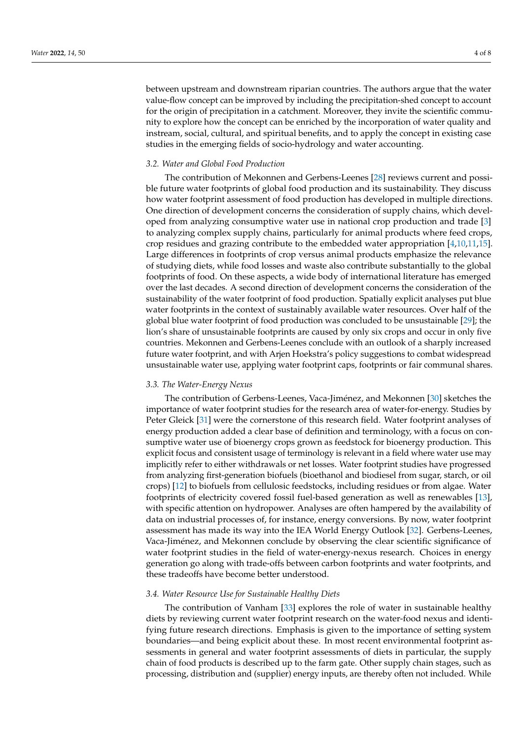between upstream and downstream riparian countries. The authors argue that the water value-flow concept can be improved by including the precipitation-shed concept to account for the origin of precipitation in a catchment. Moreover, they invite the scientific community to explore how the concept can be enriched by the incorporation of water quality and instream, social, cultural, and spiritual benefits, and to apply the concept in existing case studies in the emerging fields of socio-hydrology and water accounting.

### 3.2. Water and Global Food Production

The contribution of Mekonnen and Gerbens-Leenes [28] reviews current and possible future water footprints of global food production and its sustainability. They discuss how water footprint assessment of food production has developed in multiple directions. One direction of development concerns the consideration of supply chains, which developed from analyzing consumptive water use in national crop production and trade [3] to analyzing complex supply chains, particularly for animal products where feed crops, crop residues and grazing contribute to the embedded water appropriation [4,10,11,15]. Large differences in footprints of crop versus animal products emphasize the relevance of studying diets, while food losses and waste also contribute substantially to the global footprints of food. On these aspects, a wide body of international literature has emerged over the last decades. A second direction of development concerns the consideration of the sustainability of the water footprint of food production. Spatially explicit analyses put blue water footprints in the context of sustainably available water resources. Over half of the global blue water footprint of food production was concluded to be unsustainable [29]; the lion's share of unsustainable footprints are caused by only six crops and occur in only five countries. Mekonnen and Gerbens-Leenes conclude with an outlook of a sharply increased future water footprint, and with Arjen Hoekstra's policy suggestions to combat widespread unsustainable water use, applying water footprint caps, footprints or fair communal shares.

### 3.3. The Water-Energy Nexus

The contribution of Gerbens-Leenes, Vaca-Jiménez, and Mekonnen [30] sketches the importance of water footprint studies for the research area of water-for-energy. Studies by Peter Gleick [31] were the cornerstone of this research field. Water footprint analyses of energy production added a clear base of definition and terminology, with a focus on consumptive water use of bioenergy crops grown as feedstock for bioenergy production. This explicit focus and consistent usage of terminology is relevant in a field where water use may implicitly refer to either withdrawals or net losses. Water footprint studies have progressed from analyzing first-generation biofuels (bioethanol and biodiesel from sugar, starch, or oil crops) [12] to biofuels from cellulosic feedstocks, including residues or from algae. Water footprints of electricity covered fossil fuel-based generation as well as renewables [13], with specific attention on hydropower. Analyses are often hampered by the availability of data on industrial processes of, for instance, energy conversions. By now, water footprint assessment has made its way into the IEA World Energy Outlook [32]. Gerbens-Leenes, Vaca-Jiménez, and Mekonnen conclude by observing the clear scientific significance of water footprint studies in the field of water-energy-nexus research. Choices in energy generation go along with trade-offs between carbon footprints and water footprints, and these tradeoffs have become better understood.

### 3.4. Water Resource Use for Sustainable Healthy Diets

The contribution of Vanham [33] explores the role of water in sustainable healthy diets by reviewing current water footprint research on the water-food nexus and identifying future research directions. Emphasis is given to the importance of setting system boundaries—and being explicit about these. In most recent environmental footprint assessments in general and water footprint assessments of diets in particular, the supply chain of food products is described up to the farm gate. Other supply chain stages, such as processing, distribution and (supplier) energy inputs, are thereby often not included. While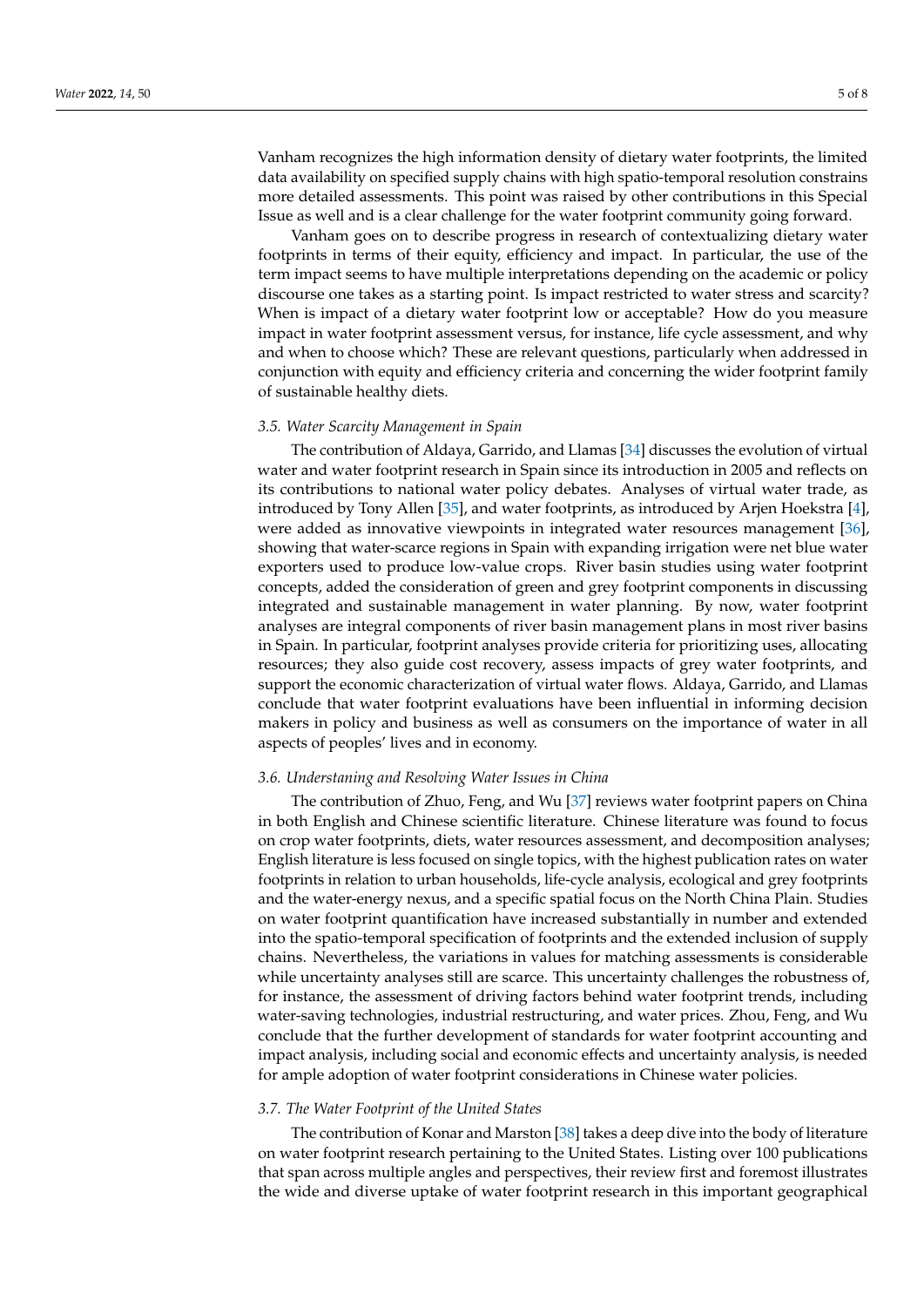Vanham recognizes the high information density of dietary water footprints, the limited data availability on specified supply chains with high spatio-temporal resolution constrains more detailed assessments. This point was raised by other contributions in this Special Issue as well and is a clear challenge for the water footprint community going forward.

Vanham goes on to describe progress in research of contextualizing dietary water footprints in terms of their equity, efficiency and impact. In particular, the use of the term impact seems to have multiple interpretations depending on the academic or policy discourse one takes as a starting point. Is impact restricted to water stress and scarcity? When is impact of a dietary water footprint low or acceptable? How do you measure impact in water footprint assessment versus, for instance, life cycle assessment, and why and when to choose which? These are relevant questions, particularly when addressed in conjunction with equity and efficiency criteria and concerning the wider footprint family of sustainable healthy diets.

### *3.5. Water Scarcity Management in Spain*

The contribution of Aldaya, Garrido, and Llamas [34] discusses the evolution of virtual water and water footprint research in Spain since its introduction in 2005 and reflects on its contributions to national water policy debates. Analyses of virtual water trade, as introduced by Tony Allen [35], and water footprints, as introduced by Arjen Hoekstra [4], were added as innovative viewpoints in integrated water resources management [36], showing that water-scarce regions in Spain with expanding irrigation were net blue water exporters used to produce low-value crops. River basin studies using water footprint concepts, added the consideration of green and grey footprint components in discussing integrated and sustainable management in water planning. By now, water footprint analyses are integral components of river basin management plans in most river basins in Spain. In particular, footprint analyses provide criteria for prioritizing uses, allocating resources; they also guide cost recovery, assess impacts of grey water footprints, and support the economic characterization of virtual water flows. Aldaya, Garrido, and Llamas conclude that water footprint evaluations have been influential in informing decision makers in policy and business as well as consumers on the importance of water in all aspects of peoples' lives and in economy.

### *3.6. Understaning and Resolving Water Issues in China*

The contribution of Zhuo, Feng, and Wu [37] reviews water footprint papers on China in both English and Chinese scientific literature. Chinese literature was found to focus on crop water footprints, diets, water resources assessment, and decomposition analyses; English literature is less focused on single topics, with the highest publication rates on water footprints in relation to urban households, life-cycle analysis, ecological and grey footprints and the water-energy nexus, and a specific spatial focus on the North China Plain. Studies on water footprint quantification have increased substantially in number and extended into the spatio-temporal specification of footprints and the extended inclusion of supply chains. Nevertheless, the variations in values for matching assessments is considerable while uncertainty analyses still are scarce. This uncertainty challenges the robustness of, for instance, the assessment of driving factors behind water footprint trends, including water-saving technologies, industrial restructuring, and water prices. Zhou, Feng, and Wu conclude that the further development of standards for water footprint accounting and impact analysis, including social and economic effects and uncertainty analysis, is needed for ample adoption of water footprint considerations in Chinese water policies.

### *3.7. The Water Footprint of the United States*

The contribution of Konar and Marston [38] takes a deep dive into the body of literature on water footprint research pertaining to the United States. Listing over 100 publications that span across multiple angles and perspectives, their review first and foremost illustrates the wide and diverse uptake of water footprint research in this important geographical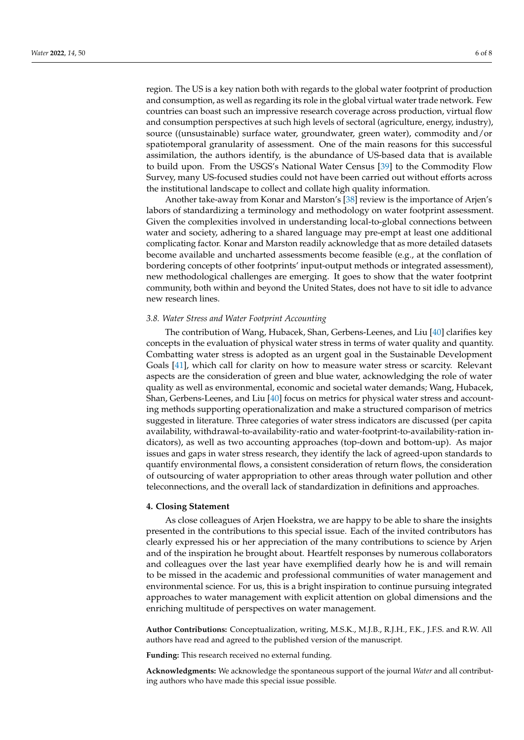region. The US is a key nation both with regards to the global water footprint of production and consumption, as well as regarding its role in the global virtual water trade network. Few countries can boast such an impressive research coverage across production, virtual flow and consumption perspectives at such high levels of sectoral (agriculture, energy, industry), source ((unsustainable) surface water, groundwater, green water), commodity and/or spatiotemporal granularity of assessment. One of the main reasons for this successful assimilation, the authors identify, is the abundance of US-based data that is available to build upon. From the USGS's National Water Census [39] to the Commodity Flow Survey, many US-focused studies could not have been carried out without efforts across the institutional landscape to collect and collate high quality information.

Another take-away from Konar and Marston's [38] review is the importance of Arjen's labors of standardizing a terminology and methodology on water footprint assessment. Given the complexities involved in understanding local-to-global connections between water and society, adhering to a shared language may pre-empt at least one additional complicating factor. Konar and Marston readily acknowledge that as more detailed datasets become available and uncharted assessments become feasible (e.g., at the conflation of bordering concepts of other footprints' input-output methods or integrated assessment), new methodological challenges are emerging. It goes to show that the water footprint community, both within and beyond the United States, does not have to sit idle to advance new research lines.

### *3.8. Water Stress and Water Footprint Accounting*

The contribution of Wang, Hubacek, Shan, Gerbens-Leenes, and Liu [40] clarifies key concepts in the evaluation of physical water stress in terms of water quality and quantity. Combatting water stress is adopted as an urgent goal in the Sustainable Development Goals [41], which call for clarity on how to measure water stress or scarcity. Relevant aspects are the consideration of green and blue water, acknowledging the role of water quality as well as environmental, economic and societal water demands; Wang, Hubacek, Shan, Gerbens-Leenes, and Liu [40] focus on metrics for physical water stress and accounting methods supporting operationalization and make a structured comparison of metrics suggested in literature. Three categories of water stress indicators are discussed (per capita availability, withdrawal-to-availability-ratio and water-footprint-to-availability-ration indicators), as well as two accounting approaches (top-down and bottom-up). As major issues and gaps in water stress research, they identify the lack of agreed-upon standards to quantify environmental flows, a consistent consideration of return flows, the consideration of outsourcing of water appropriation to other areas through water pollution and other teleconnections, and the overall lack of standardization in definitions and approaches.

## 4. Closing Statement

As close colleagues of Arjen Hoekstra, we are happy to be able to share the insights presented in the contributions to this special issue. Each of the invited contributors has clearly expressed his or her appreciation of the many contributions to science by Arjen and of the inspiration he brought about. Heartfelt responses by numerous collaborators and colleagues over the last year have exemplified dearly how he is and will remain to be missed in the academic and professional communities of water management and environmental science. For us, this is a bright inspiration to continue pursuing integrated approaches to water management with explicit attention on global dimensions and the enriching multitude of perspectives on water management.

**Author Contributions:** Conceptualization, writing, M.S.K., M.J.B., R.J.H., F.K., J.F.S. and R.W. All authors have read and agreed to the published version of the manuscript.

**Funding:** This research received no external funding.

**Acknowledgments:** We acknowledge the spontaneous support of the journal *Water* and all contributing authors who have made this special issue possible.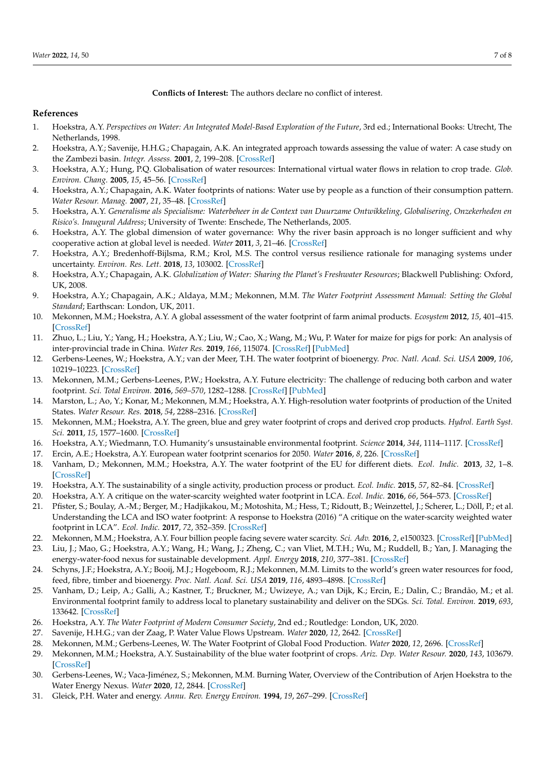**Conflicts of Interest:** The authors declare no conflict of interest.

## References

1. Hoekstra, A.Y. *Perspectives on Water: An Integrated Model-Based Exploration of the Future*, 3rd ed.; International Books: Utrecht, The Netherlands, 1998.
2. Hoekstra, A.Y.; Savenije, H.H.G.; Chapagain, A.K. An integrated approach towards assessing the value of water: A case study on the Zambezi basin. *Integr. Assess.* **2001**, *2*, 199–208. [CrossRef]
3. Hoekstra, A.Y.; Hung, P.Q. Globalisation of water resources: International virtual water flows in relation to crop trade. *Glob. Environ. Chang.* **2005**, *15*, 45–56. [CrossRef]
4. Hoekstra, A.Y.; Chapagain, A.K. Water footprints of nations: Water use by people as a function of their consumption pattern. *Water Resour. Manag.* **2007**, *21*, 35–48. [CrossRef]
5. Hoekstra, A.Y. *Generalisme als Specialisme: Waterbeheer in de Context van Duurzame Ontwikkeling, Globalisering, Onzekerheden en Risico's. Inaugural Address*; University of Twente: Enschede, The Netherlands, 2005.
6. Hoekstra, A.Y. The global dimension of water governance: Why the river basin approach is no longer sufficient and why cooperative action at global level is needed. *Water* **2011**, *3*, 21–46. [CrossRef]
7. Hoekstra, A.Y.; Bredenhoff-Bijlsma, R.M.; Krol, M.S. The control versus resilience rationale for managing systems under uncertainty. *Environ. Res. Lett.* **2018**, *13*, 103002. [CrossRef]
8. Hoekstra, A.Y.; Chapagain, A.K. *Globalization of Water: Sharing the Planet's Freshwater Resources*; Blackwell Publishing: Oxford, UK, 2008.
9. Hoekstra, A.Y.; Chapagain, A.K.; Aldaya, M.M.; Mekonnen, M.M. *The Water Footprint Assessment Manual: Setting the Global Standard*; Earthscan: London, UK, 2011.
10. Mekonnen, M.M.; Hoekstra, A.Y. A global assessment of the water footprint of farm animal products. *Ecosystem* **2012**, *15*, 401–415. [CrossRef]
11. Zhuo, L.; Liu, Y.; Yang, H.; Hoekstra, A.Y.; Liu, W.; Cao, X.; Wang, M.; Wu, P. Water for maize for pigs for pork: An analysis of inter-provincial trade in China. *Water Res.* **2019**, *166*, 115074. [CrossRef] [PubMed]
12. Gerbens-Leenes, W.; Hoekstra, A.Y.; van der Meer, T.H. The water footprint of bioenergy. *Proc. Natl. Acad. Sci. USA* **2009**, *106*, 10219–10223. [CrossRef]
13. Mekonnen, M.M.; Gerbens-Leenes, P.W.; Hoekstra, A.Y. Future electricity: The challenge of reducing both carbon and water footprint. *Sci. Total Environ.* **2016**, *569–570*, 1282–1288. [CrossRef] [PubMed]
14. Marston, L.; Ao, Y.; Konar, M.; Mekonnen, M.M.; Hoekstra, A.Y. High-resolution water footprints of production of the United States. *Water Resour. Res.* **2018**, *54*, 2288–2316. [CrossRef]
15. Mekonnen, M.M.; Hoekstra, A.Y. The green, blue and grey water footprint of crops and derived crop products. *Hydrol. Earth Syst. Sci.* **2011**, *15*, 1577–1600. [CrossRef]
16. Hoekstra, A.Y.; Wiedmann, T.O. Humanity's unsustainable environmental footprint. *Science* **2014**, *344*, 1114–1117. [CrossRef]
17. Ercin, A.E.; Hoekstra, A.Y. European water footprint scenarios for 2050. *Water* **2016**, *8*, 226. [CrossRef]
18. Vanham, D.; Mekonnen, M.M.; Hoekstra, A.Y. The water footprint of the EU for different diets. *Ecol. Indic.* **2013**, *32*, 1–8. [CrossRef]
19. Hoekstra, A.Y. The sustainability of a single activity, production process or product. *Ecol. Indic.* **2015**, *57*, 82–84. [CrossRef]
20. Hoekstra, A.Y. A critique on the water-scarcity weighted water footprint in LCA. *Ecol. Indic.* **2016**, *66*, 564–573. [CrossRef]
21. Pfister, S.; Boulay, A.-M.; Berger, M.; Hadjikakou, M.; Motoshita, M.; Hess, T.; Ridoutt, B.; Weinzettel, J.; Scherer, L.; Döll, P.; et al. Understanding the LCA and ISO water footprint: A response to Hoekstra (2016) "A critique on the water-scarcity weighted water footprint in LCA". *Ecol. Indic.* **2017**, *72*, 352–359. [CrossRef]
22. Mekonnen, M.M.; Hoekstra, A.Y. Four billion people facing severe water scarcity. *Sci. Adv.* **2016**, *2*, e1500323. [CrossRef] [PubMed]
23. Liu, J.; Mao, G.; Hoekstra, A.Y.; Wang, H.; Wang, J.; Zheng, C.; van Vliet, M.T.H.; Wu, M.; Ruddell, B.; Yan, J. Managing the energy-water-food nexus for sustainable development. *Appl. Energy* **2018**, *210*, 377–381. [CrossRef]
24. Schyns, J.F.; Hoekstra, A.Y.; Booij, M.J.; Hogeboom, R.J.; Mekonnen, M.M. Limits to the world's green water resources for food, feed, fibre, timber and bioenergy. *Proc. Natl. Acad. Sci. USA* **2019**, *116*, 4893–4898. [CrossRef]
25. Vanham, D.; Leip, A.; Galli, A.; Kastner, T.; Bruckner, M.; Uwizeye, A.; van Dijk, K.; Ercin, E.; Dalin, C.; Brandão, M.; et al. Environmental footprint family to address local to planetary sustainability and deliver on the SDGs. *Sci. Total. Environ.* **2019**, *693*, 133642. [CrossRef]
26. Hoekstra, A.Y. *The Water Footprint of Modern Consumer Society*, 2nd ed.; Routledge: London, UK, 2020.
27. Savenije, H.H.G.; van der Zaag, P. Water Value Flows Upstream. *Water* **2020**, *12*, 2642. [CrossRef]
28. Mekonnen, M.M.; Gerbens-Leenes, W. The Water Footprint of Global Food Production. *Water* **2020**, *12*, 2696. [CrossRef]
29. Mekonnen, M.M.; Hoekstra, A.Y. Sustainability of the blue water footprint of crops. *Ariz. Dep. Water Resour.* **2020**, *143*, 103679. [CrossRef]
30. Gerbens-Leenes, W.; Vaca-Jiménez, S.; Mekonnen, M.M. Burning Water, Overview of the Contribution of Arjen Hoekstra to the Water Energy Nexus. *Water* **2020**, *12*, 2844. [CrossRef]
31. Gleick, P.H. Water and energy. *Annu. Rev. Energy Environ.* **1994**, *19*, 267–299. [CrossRef]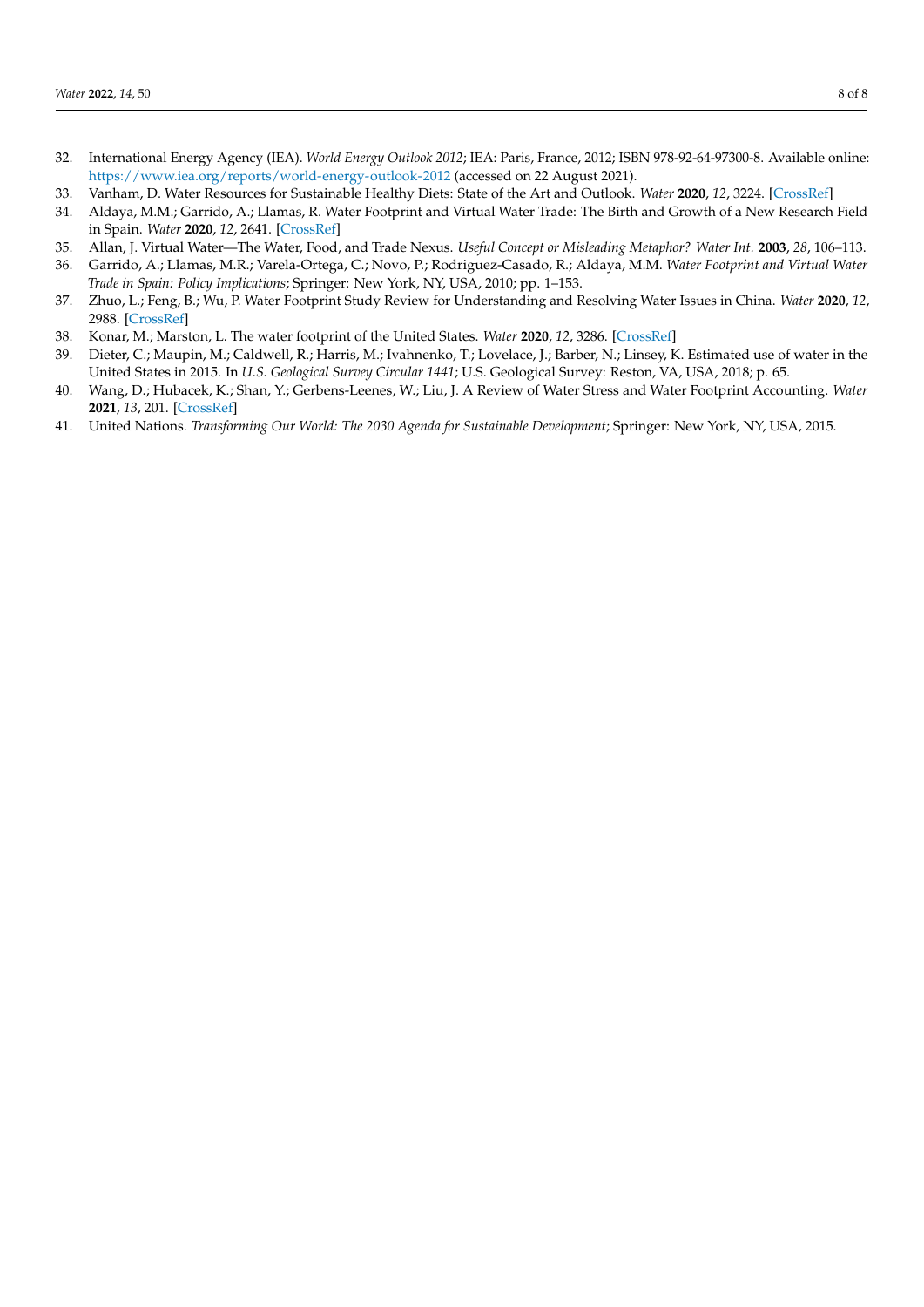32. International Energy Agency (IEA). *World Energy Outlook 2012*; IEA: Paris, France, 2012; ISBN 978-92-64-97300-8. Available online: https://www.iea.org/reports/world-energy-outlook-2012 (accessed on 22 August 2021).
33. Vanham, D. Water Resources for Sustainable Healthy Diets: State of the Art and Outlook. *Water* **2020**, *12*, 3224. [CrossRef]
34. Aldaya, M.M.; Garrido, A.; Llamas, R. Water Footprint and Virtual Water Trade: The Birth and Growth of a New Research Field in Spain. *Water* **2020**, *12*, 2641. [CrossRef]
35. Allan, J. Virtual Water—The Water, Food, and Trade Nexus. *Useful Concept or Misleading Metaphor? Water Int.* **2003**, *28*, 106–113.
36. Garrido, A.; Llamas, M.R.; Varela-Ortega, C.; Novo, P.; Rodriguez-Casado, R.; Aldaya, M.M. *Water Footprint and Virtual Water Trade in Spain: Policy Implications*; Springer: New York, NY, USA, 2010; pp. 1–153.
37. Zhuo, L.; Feng, B.; Wu, P. Water Footprint Study Review for Understanding and Resolving Water Issues in China. *Water* **2020**, *12*, 2988. [CrossRef]
38. Konar, M.; Marston, L. The water footprint of the United States. *Water* **2020**, *12*, 3286. [CrossRef]
39. Dieter, C.; Maupin, M.; Caldwell, R.; Harris, M.; Ivahnenko, T.; Lovelace, J.; Barber, N.; Linsey, K. Estimated use of water in the United States in 2015. In *U.S. Geological Survey Circular 1441*; U.S. Geological Survey: Reston, VA, USA, 2018; p. 65.
40. Wang, D.; Hubacek, K.; Shan, Y.; Gerbens-Leenes, W.; Liu, J. A Review of Water Stress and Water Footprint Accounting. *Water* **2021**, *13*, 201. [CrossRef]
41. United Nations. *Transforming Our World: The 2030 Agenda for Sustainable Development*; Springer: New York, NY, USA, 2015.